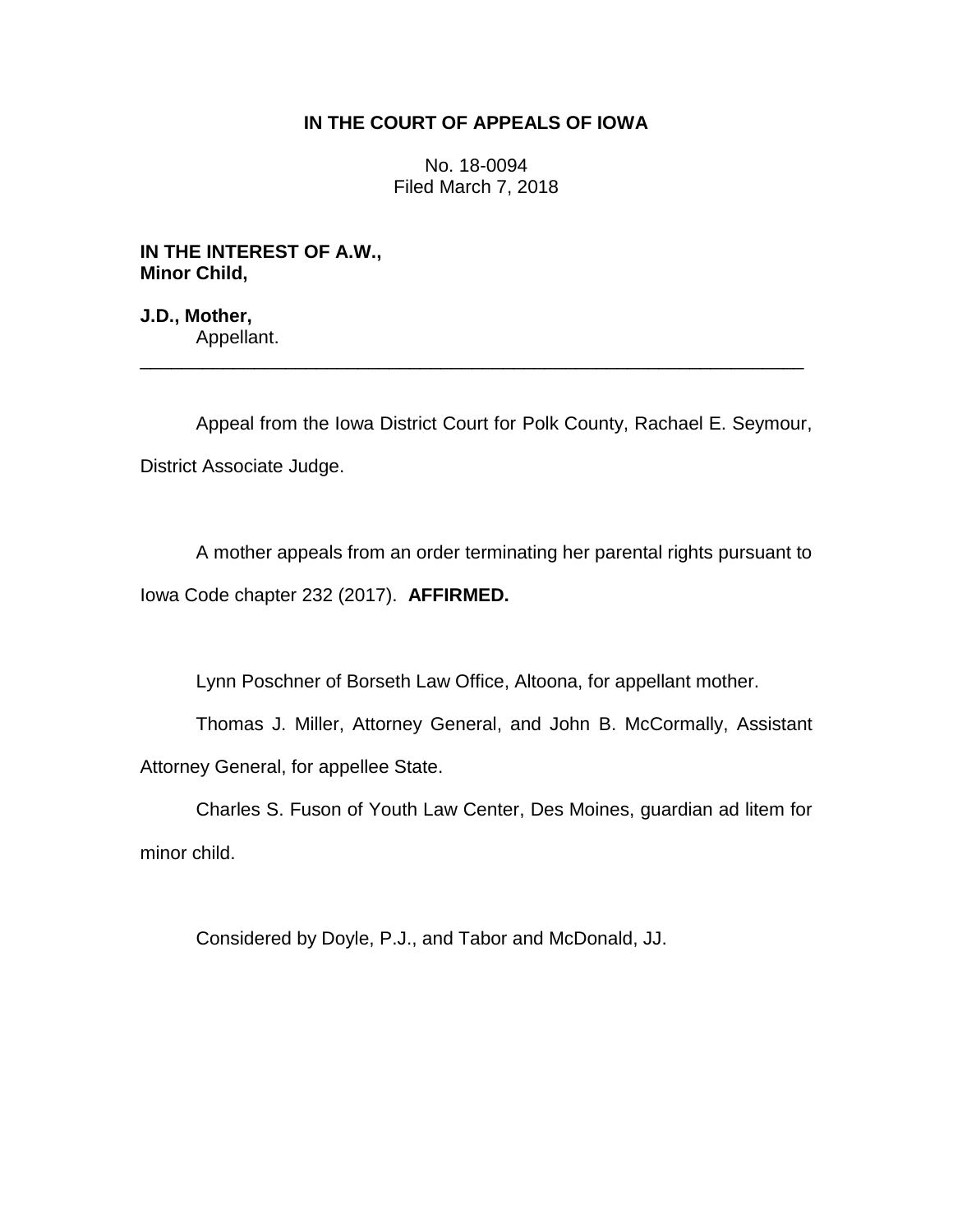**IN THE COURT OF APPEALS OF IOWA**

No. 18-0094
Filed March 7, 2018

**IN THE INTEREST OF A.W.,**
**Minor Child,**

**J.D., Mother,**
Appellant.

---

Appeal from the Iowa District Court for Polk County, Rachael E. Seymour, District Associate Judge.

A mother appeals from an order terminating her parental rights pursuant to Iowa Code chapter 232 (2017). **AFFIRMED.**

Lynn Poschner of Borseth Law Office, Altoona, for appellant mother.

Thomas J. Miller, Attorney General, and John B. McCormally, Assistant Attorney General, for appellee State.

Charles S. Fuson of Youth Law Center, Des Moines, guardian ad litem for minor child.

Considered by Doyle, P.J., and Tabor and McDonald, JJ.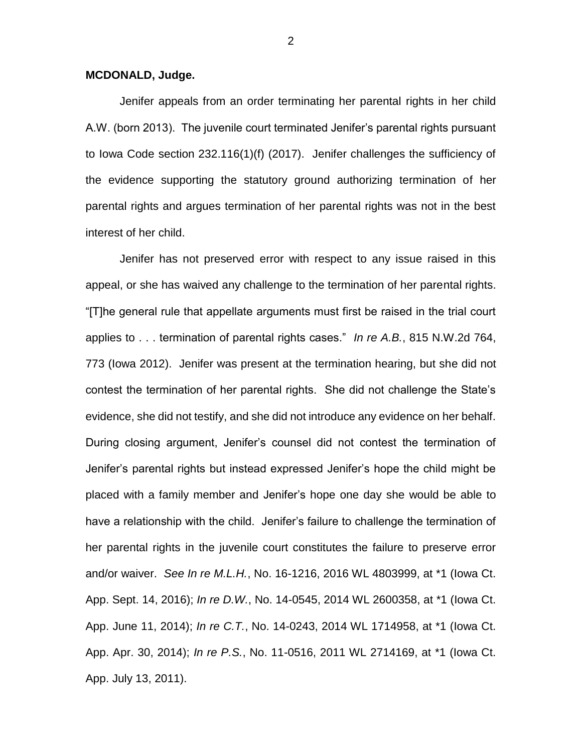**MCDONALD, Judge.**

Jenifer appeals from an order terminating her parental rights in her child A.W. (born 2013). The juvenile court terminated Jenifer's parental rights pursuant to Iowa Code section 232.116(1)(f) (2017). Jenifer challenges the sufficiency of the evidence supporting the statutory ground authorizing termination of her parental rights and argues termination of her parental rights was not in the best interest of her child.

Jenifer has not preserved error with respect to any issue raised in this appeal, or she has waived any challenge to the termination of her parental rights. "[T]he general rule that appellate arguments must first be raised in the trial court applies to . . . termination of parental rights cases." *In re A.B.*, 815 N.W.2d 764, 773 (Iowa 2012). Jenifer was present at the termination hearing, but she did not contest the termination of her parental rights. She did not challenge the State's evidence, she did not testify, and she did not introduce any evidence on her behalf. During closing argument, Jenifer's counsel did not contest the termination of Jenifer's parental rights but instead expressed Jenifer's hope the child might be placed with a family member and Jenifer's hope one day she would be able to have a relationship with the child. Jenifer's failure to challenge the termination of her parental rights in the juvenile court constitutes the failure to preserve error and/or waiver. *See In re M.L.H.*, No. 16-1216, 2016 WL 4803999, at *1 (Iowa Ct. App. Sept. 14, 2016); *In re D.W.*, No. 14-0545, 2014 WL 2600358, at *1 (Iowa Ct. App. June 11, 2014); *In re C.T.*, No. 14-0243, 2014 WL 1714958, at *1 (Iowa Ct. App. Apr. 30, 2014); *In re P.S.*, No. 11-0516, 2011 WL 2714169, at *1 (Iowa Ct. App. July 13, 2011).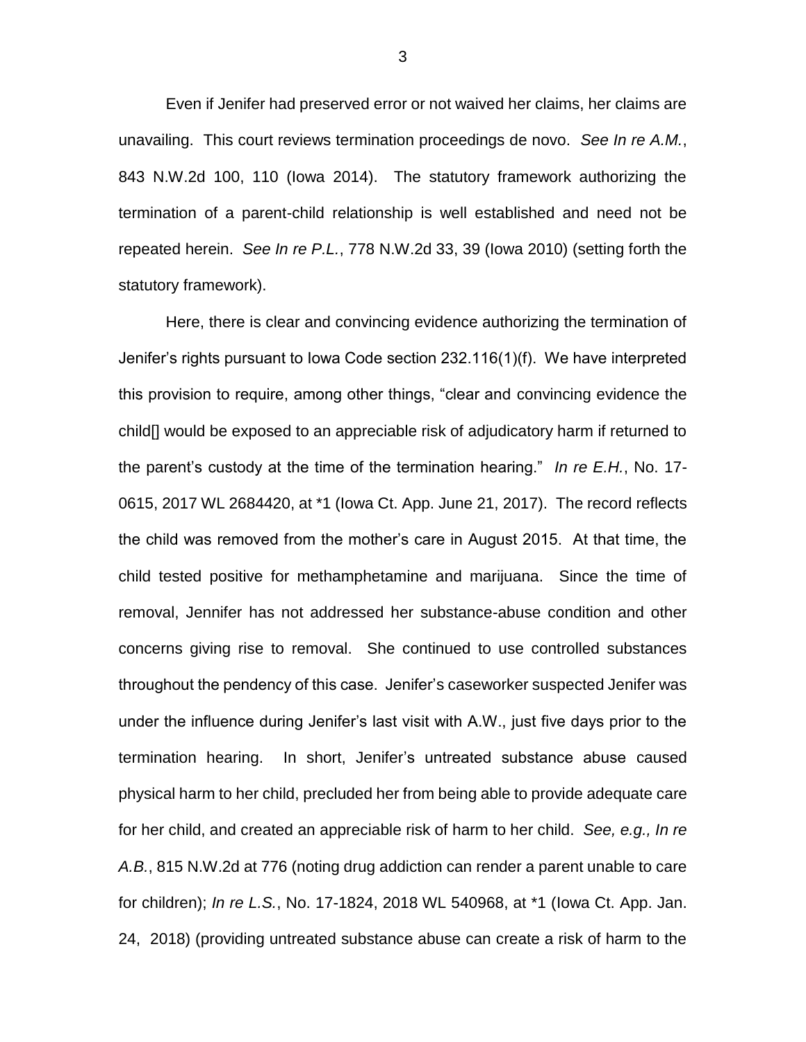Even if Jenifer had preserved error or not waived her claims, her claims are unavailing. This court reviews termination proceedings de novo. *See In re A.M.*, 843 N.W.2d 100, 110 (Iowa 2014). The statutory framework authorizing the termination of a parent-child relationship is well established and need not be repeated herein. *See In re P.L.*, 778 N.W.2d 33, 39 (Iowa 2010) (setting forth the statutory framework).

Here, there is clear and convincing evidence authorizing the termination of Jenifer's rights pursuant to Iowa Code section 232.116(1)(f). We have interpreted this provision to require, among other things, "clear and convincing evidence the child[] would be exposed to an appreciable risk of adjudicatory harm if returned to the parent's custody at the time of the termination hearing." *In re E.H.*, No. 17-0615, 2017 WL 2684420, at *1 (Iowa Ct. App. June 21, 2017). The record reflects the child was removed from the mother's care in August 2015. At that time, the child tested positive for methamphetamine and marijuana. Since the time of removal, Jennifer has not addressed her substance-abuse condition and other concerns giving rise to removal. She continued to use controlled substances throughout the pendency of this case. Jenifer's caseworker suspected Jenifer was under the influence during Jenifer's last visit with A.W., just five days prior to the termination hearing. In short, Jenifer's untreated substance abuse caused physical harm to her child, precluded her from being able to provide adequate care for her child, and created an appreciable risk of harm to her child. *See, e.g., In re A.B.*, 815 N.W.2d at 776 (noting drug addiction can render a parent unable to care for children); *In re L.S.*, No. 17-1824, 2018 WL 540968, at *1 (Iowa Ct. App. Jan. 24, 2018) (providing untreated substance abuse can create a risk of harm to the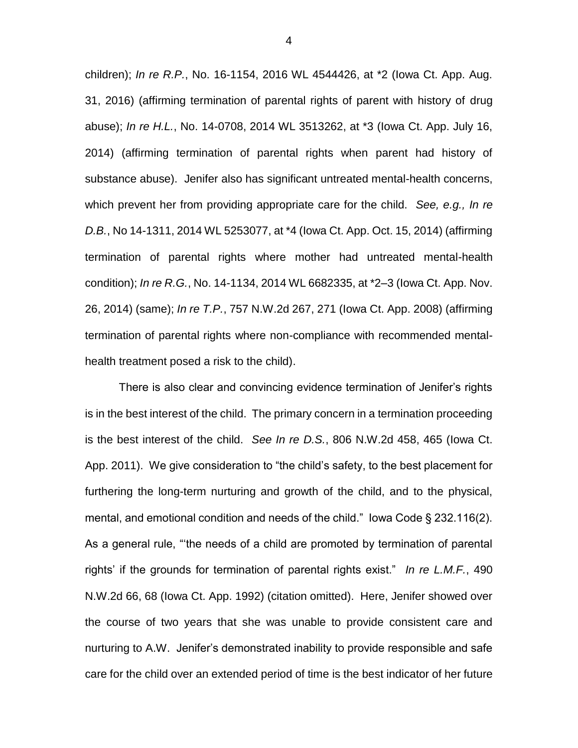children); *In re R.P.*, No. 16-1154, 2016 WL 4544426, at *2 (Iowa Ct. App. Aug. 31, 2016) (affirming termination of parental rights of parent with history of drug abuse); *In re H.L.*, No. 14-0708, 2014 WL 3513262, at *3 (Iowa Ct. App. July 16, 2014) (affirming termination of parental rights when parent had history of substance abuse). Jenifer also has significant untreated mental-health concerns, which prevent her from providing appropriate care for the child. *See, e.g., In re D.B.*, No 14-1311, 2014 WL 5253077, at *4 (Iowa Ct. App. Oct. 15, 2014) (affirming termination of parental rights where mother had untreated mental-health condition); *In re R.G.*, No. 14-1134, 2014 WL 6682335, at *2–3 (Iowa Ct. App. Nov. 26, 2014) (same); *In re T.P.*, 757 N.W.2d 267, 271 (Iowa Ct. App. 2008) (affirming termination of parental rights where non-compliance with recommended mental-health treatment posed a risk to the child).

There is also clear and convincing evidence termination of Jenifer's rights is in the best interest of the child. The primary concern in a termination proceeding is the best interest of the child. *See In re D.S.*, 806 N.W.2d 458, 465 (Iowa Ct. App. 2011). We give consideration to "the child's safety, to the best placement for furthering the long-term nurturing and growth of the child, and to the physical, mental, and emotional condition and needs of the child." Iowa Code § 232.116(2). As a general rule, "'the needs of a child are promoted by termination of parental rights' if the grounds for termination of parental rights exist." *In re L.M.F.*, 490 N.W.2d 66, 68 (Iowa Ct. App. 1992) (citation omitted). Here, Jenifer showed over the course of two years that she was unable to provide consistent care and nurturing to A.W. Jenifer's demonstrated inability to provide responsible and safe care for the child over an extended period of time is the best indicator of her future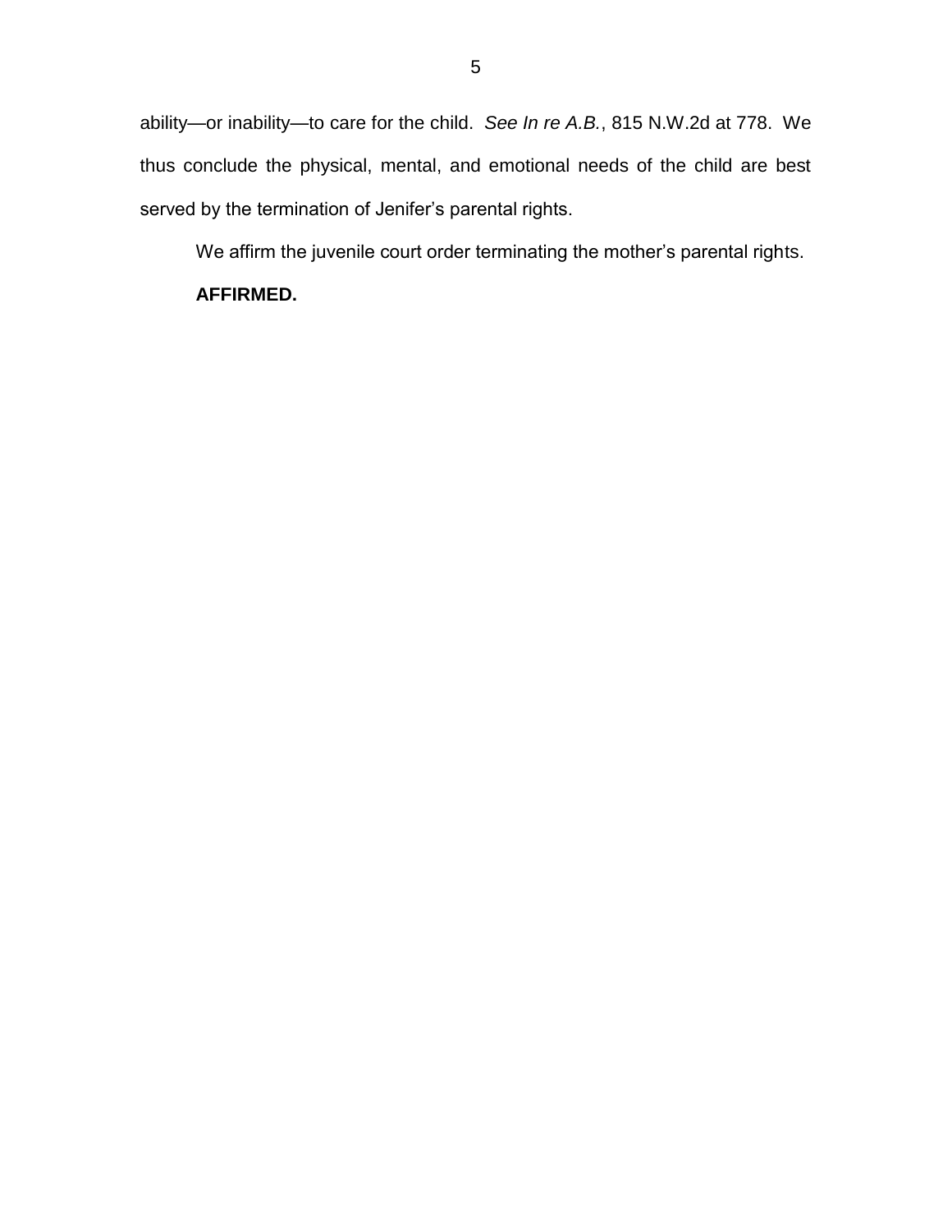ability—or inability—to care for the child. *See In re A.B.*, 815 N.W.2d at 778. We thus conclude the physical, mental, and emotional needs of the child are best served by the termination of Jenifer's parental rights.

We affirm the juvenile court order terminating the mother's parental rights.

**AFFIRMED.**